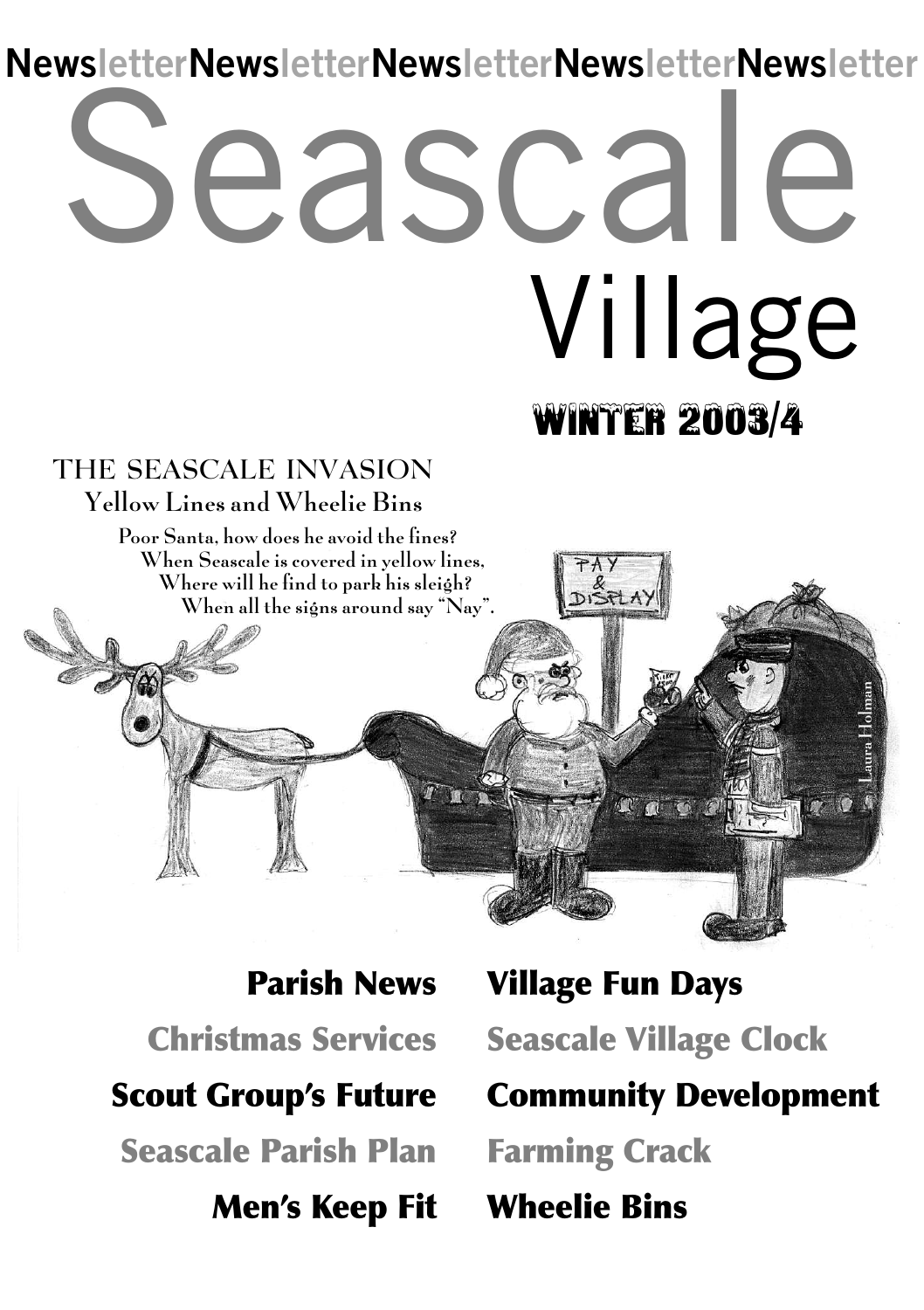NewsletterNewsletterNewsletterNewsletterNewsletter

# Seascale Village

## WINTER 2003/4

### THE SEASCALE INVASION

**Yellow Lines and Wheelie Bins**

Poor Santa, how does he avoid the fines?
When Seascale is covered in yellow lines,
Where will he find to park his sleigh?
When all the signs around say "Nay".

PAY & DISPLAY

Laura Holman

**Parish News**

**Christmas Services**

**Scout Group's Future**

**Seascale Parish Plan**

**Men's Keep Fit**

**Village Fun Days**

**Seascale Village Clock**

**Community Development**

**Farming Crack**

**Wheelie Bins**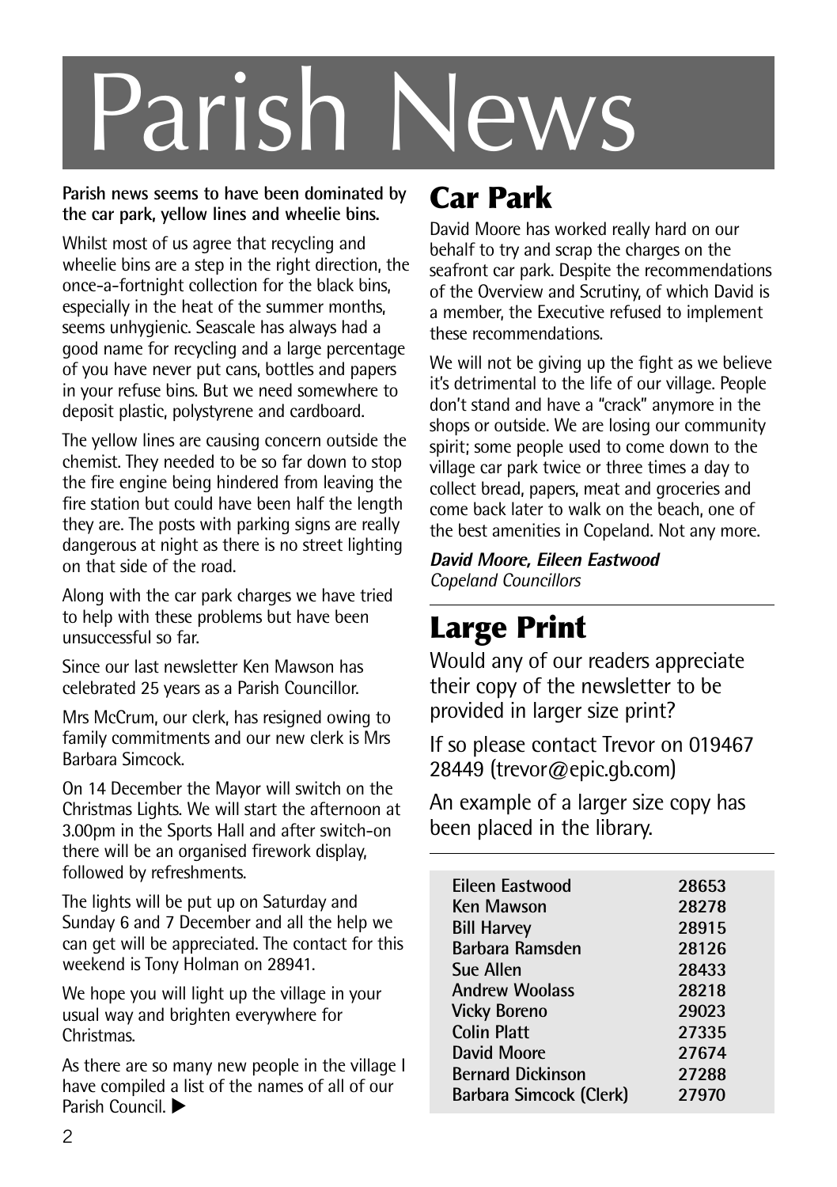# Parish News

**Parish news seems to have been dominated by the car park, yellow lines and wheelie bins.**

Whilst most of us agree that recycling and wheelie bins are a step in the right direction, the once-a-fortnight collection for the black bins, especially in the heat of the summer months, seems unhygienic. Seascale has always had a good name for recycling and a large percentage of you have never put cans, bottles and papers in your refuse bins. But we need somewhere to deposit plastic, polystyrene and cardboard.

The yellow lines are causing concern outside the chemist. They needed to be so far down to stop the fire engine being hindered from leaving the fire station but could have been half the length they are. The posts with parking signs are really dangerous at night as there is no street lighting on that side of the road.

Along with the car park charges we have tried to help with these problems but have been unsuccessful so far.

Since our last newsletter Ken Mawson has celebrated 25 years as a Parish Councillor.

Mrs McCrum, our clerk, has resigned owing to family commitments and our new clerk is Mrs Barbara Simcock.

On 14 December the Mayor will switch on the Christmas Lights. We will start the afternoon at 3.00pm in the Sports Hall and after switch-on there will be an organised firework display, followed by refreshments.

The lights will be put up on Saturday and Sunday 6 and 7 December and all the help we can get will be appreciated. The contact for this weekend is Tony Holman on 28941.

We hope you will light up the village in your usual way and brighten everywhere for Christmas.

As there are so many new people in the village I have compiled a list of the names of all of our Parish Council. ▶

| | |
|---|---|
| Eileen Eastwood | 28653 |
| Ken Mawson | 28278 |
| Bill Harvey | 28915 |
| Barbara Ramsden | 28126 |
| Sue Allen | 28433 |
| Andrew Woolass | 28218 |
| Vicky Boreno | 29023 |
| Colin Platt | 27335 |
| David Moore | 27674 |
| Bernard Dickinson | 27288 |
| Barbara Simcock (Clerk) | 27970 |

## Car Park

David Moore has worked really hard on our behalf to try and scrap the charges on the seafront car park. Despite the recommendations of the Overview and Scrutiny, of which David is a member, the Executive refused to implement these recommendations.

We will not be giving up the fight as we believe it's detrimental to the life of our village. People don't stand and have a "crack" anymore in the shops or outside. We are losing our community spirit; some people used to come down to the village car park twice or three times a day to collect bread, papers, meat and groceries and come back later to walk on the beach, one of the best amenities in Copeland. Not any more.

***David Moore, Eileen Eastwood***
*Copeland Councillors*

## Large Print

Would any of our readers appreciate their copy of the newsletter to be provided in larger size print?

If so please contact Trevor on 019467 28449 (trevor@epic.gb.com)

An example of a larger size copy has been placed in the library.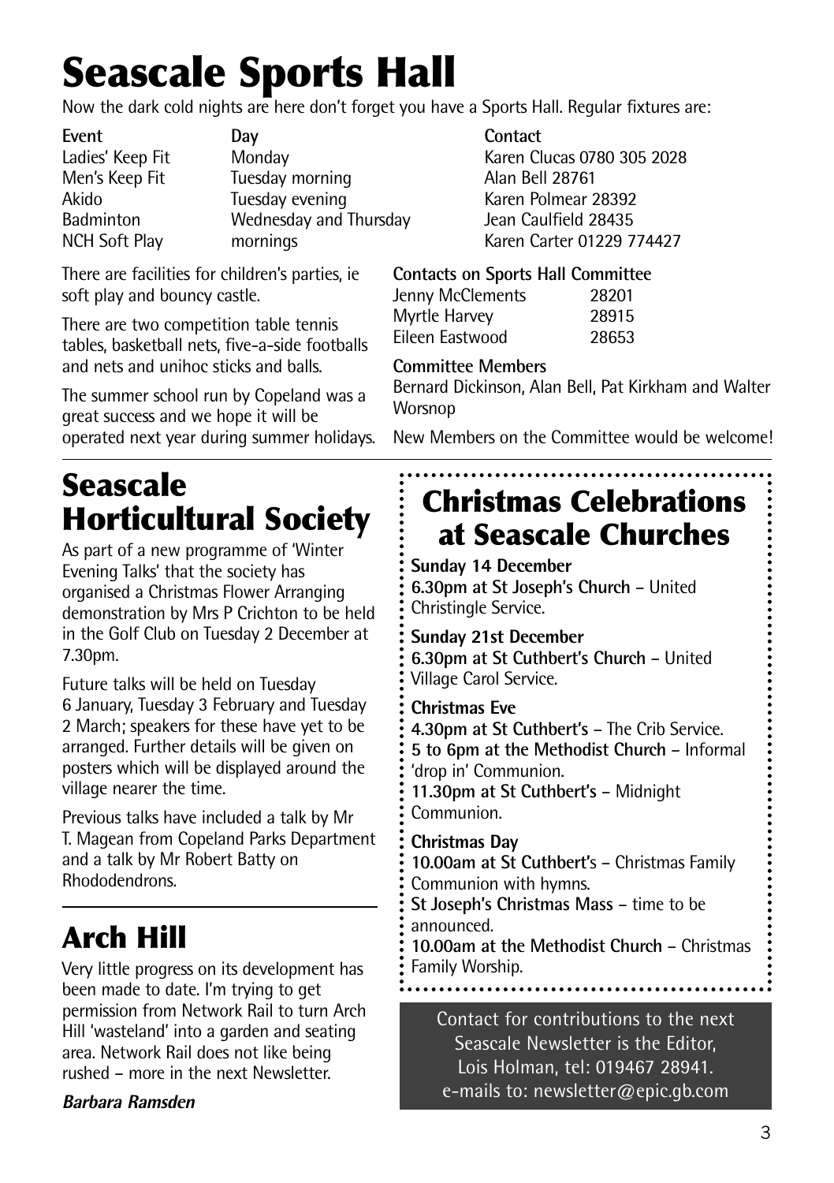# Seascale Sports Hall

Now the dark cold nights are here don't forget you have a Sports Hall. Regular fixtures are:

| Event | Day | Contact |
|---|---|---|
| Ladies' Keep Fit | Monday | Karen Clucas 0780 305 2028 |
| Men's Keep Fit | Tuesday morning | Alan Bell 28761 |
| Akido | Tuesday evening | Karen Polmear 28392 |
| Badminton | Wednesday and Thursday | Jean Caulfield 28435 |
| NCH Soft Play | mornings | Karen Carter 01229 774427 |

There are facilities for children's parties, ie soft play and bouncy castle.

There are two competition table tennis tables, basketball nets, five-a-side footballs and nets and unihoc sticks and balls.

The summer school run by Copeland was a great success and we hope it will be operated next year during summer holidays.

**Contacts on Sports Hall Committee**

| | |
|---|---|
| Jenny McClements | 28201 |
| Myrtle Harvey | 28915 |
| Eileen Eastwood | 28653 |

**Committee Members**

Bernard Dickinson, Alan Bell, Pat Kirkham and Walter Worsnop

New Members on the Committee would be welcome!

# Seascale Horticultural Society

As part of a new programme of 'Winter Evening Talks' that the society has organised a Christmas Flower Arranging demonstration by Mrs P Crichton to be held in the Golf Club on Tuesday 2 December at 7.30pm.

Future talks will be held on Tuesday 6 January, Tuesday 3 February and Tuesday 2 March; speakers for these have yet to be arranged. Further details will be given on posters which will be displayed around the village nearer the time.

Previous talks have included a talk by Mr T. Magean from Copeland Parks Department and a talk by Mr Robert Batty on Rhododendrons.

# Arch Hill

Very little progress on its development has been made to date. I'm trying to get permission from Network Rail to turn Arch Hill 'wasteland' into a garden and seating area. Network Rail does not like being rushed – more in the next Newsletter.

***Barbara Ramsden***

# Christmas Celebrations at Seascale Churches

**Sunday 14 December**
**6.30pm at St Joseph's Church** – United Christingle Service.

**Sunday 21st December**
**6.30pm at St Cuthbert's Church** – United Village Carol Service.

**Christmas Eve**
**4.30pm at St Cuthbert's** – The Crib Service.
**5 to 6pm at the Methodist Church** – Informal 'drop in' Communion.
**11.30pm at St Cuthbert's** – Midnight Communion.

**Christmas Day**
**10.00am at St Cuthbert's** – Christmas Family Communion with hymns.
**St Joseph's Christmas Mass** – time to be announced.
**10.00am at the Methodist Church** – Christmas Family Worship.

Contact for contributions to the next Seascale Newsletter is the Editor, Lois Holman, tel: 019467 28941. e-mails to: newsletter@epic.gb.com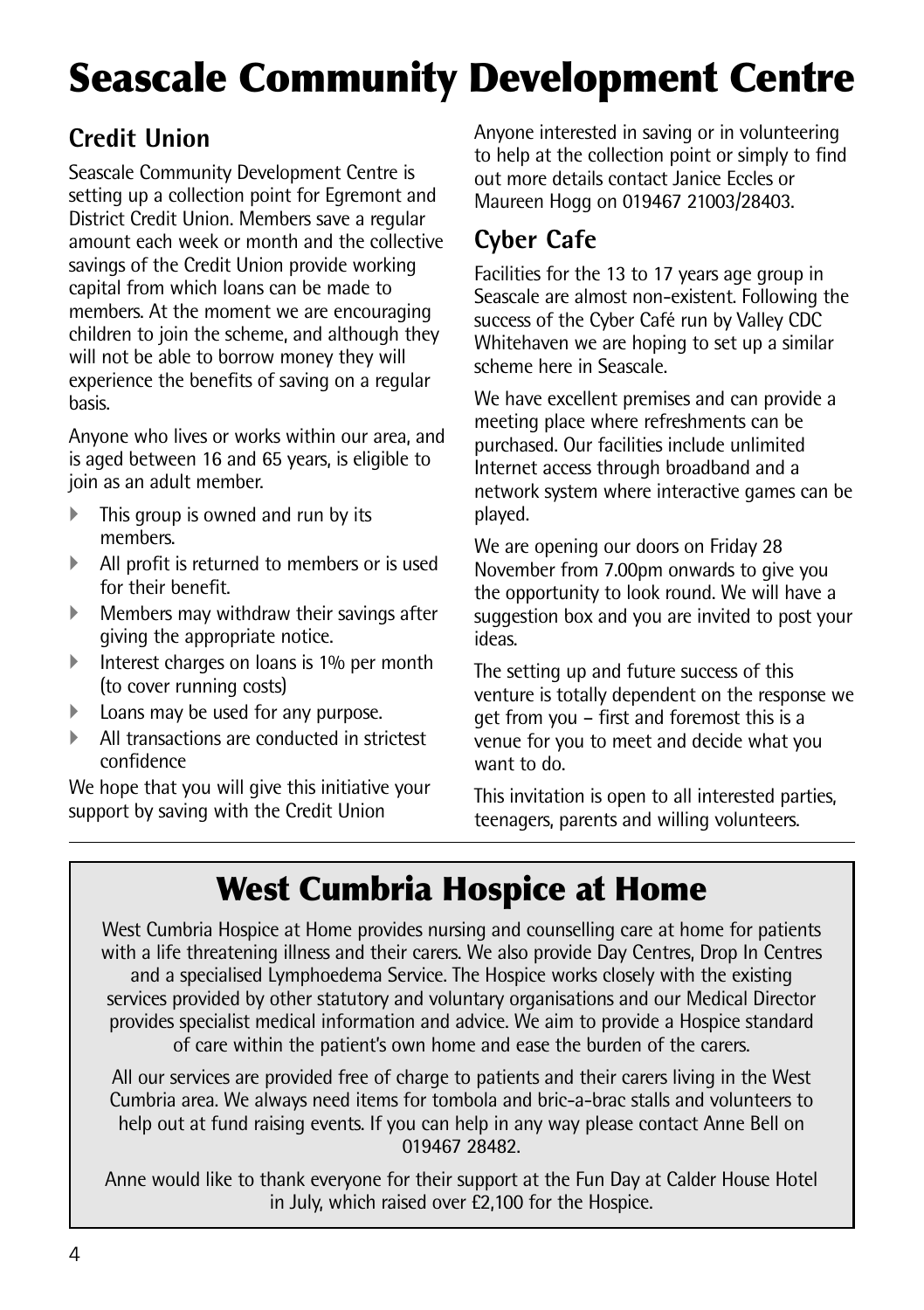# Seascale Community Development Centre

## Credit Union

Seascale Community Development Centre is setting up a collection point for Egremont and District Credit Union. Members save a regular amount each week or month and the collective savings of the Credit Union provide working capital from which loans can be made to members. At the moment we are encouraging children to join the scheme, and although they will not be able to borrow money they will experience the benefits of saving on a regular basis.

Anyone who lives or works within our area, and is aged between 16 and 65 years, is eligible to join as an adult member.

- This group is owned and run by its members.
- All profit is returned to members or is used for their benefit.
- Members may withdraw their savings after giving the appropriate notice.
- Interest charges on loans is 1% per month (to cover running costs)
- Loans may be used for any purpose.
- All transactions are conducted in strictest confidence

We hope that you will give this initiative your support by saving with the Credit Union

Anyone interested in saving or in volunteering to help at the collection point or simply to find out more details contact Janice Eccles or Maureen Hogg on 019467 21003/28403.

## Cyber Cafe

Facilities for the 13 to 17 years age group in Seascale are almost non-existent. Following the success of the Cyber Café run by Valley CDC Whitehaven we are hoping to set up a similar scheme here in Seascale.

We have excellent premises and can provide a meeting place where refreshments can be purchased. Our facilities include unlimited Internet access through broadband and a network system where interactive games can be played.

We are opening our doors on Friday 28 November from 7.00pm onwards to give you the opportunity to look round. We will have a suggestion box and you are invited to post your ideas.

The setting up and future success of this venture is totally dependent on the response we get from you – first and foremost this is a venue for you to meet and decide what you want to do.

This invitation is open to all interested parties, teenagers, parents and willing volunteers.

# West Cumbria Hospice at Home

West Cumbria Hospice at Home provides nursing and counselling care at home for patients with a life threatening illness and their carers. We also provide Day Centres, Drop In Centres and a specialised Lymphoedema Service. The Hospice works closely with the existing services provided by other statutory and voluntary organisations and our Medical Director provides specialist medical information and advice. We aim to provide a Hospice standard of care within the patient's own home and ease the burden of the carers.

All our services are provided free of charge to patients and their carers living in the West Cumbria area. We always need items for tombola and bric-a-brac stalls and volunteers to help out at fund raising events. If you can help in any way please contact Anne Bell on 019467 28482.

Anne would like to thank everyone for their support at the Fun Day at Calder House Hotel in July, which raised over £2,100 for the Hospice.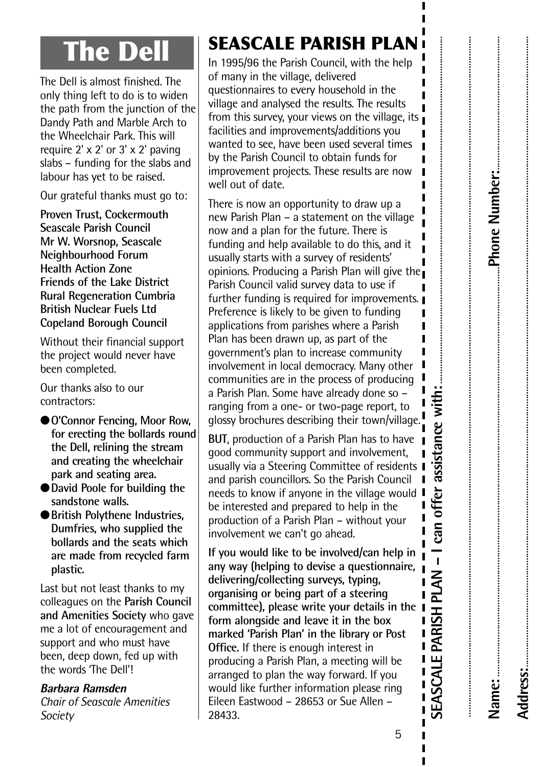# The Dell

The Dell is almost finished. The only thing left to do is to widen the path from the junction of the Dandy Path and Marble Arch to the Wheelchair Park. This will require 2' x 2' or 3' x 2' paving slabs – funding for the slabs and labour has yet to be raised.

Our grateful thanks must go to:

**Proven Trust, Cockermouth**
**Seascale Parish Council**
**Mr W. Worsnop, Seascale**
**Neighbourhood Forum**
**Health Action Zone**
**Friends of the Lake District**
**Rural Regeneration Cumbria**
**British Nuclear Fuels Ltd**
**Copeland Borough Council**

Without their financial support the project would never have been completed.

Our thanks also to our contractors:

- **O'Connor Fencing, Moor Row, for erecting the bollards round the Dell, relining the stream and creating the wheelchair park and seating area.**
- **David Poole for building the sandstone walls.**
- **British Polythene Industries, Dumfries, who supplied the bollards and the seats which are made from recycled farm plastic.**

Last but not least thanks to my colleagues on the **Parish Council and Amenities Society** who gave me a lot of encouragement and support and who must have been, deep down, fed up with the words 'The Dell'!

***Barbara Ramsden***
*Chair of Seascale Amenities Society*

# SEASCALE PARISH PLAN

In 1995/96 the Parish Council, with the help of many in the village, delivered questionnaires to every household in the village and analysed the results. The results from this survey, your views on the village, its facilities and improvements/additions you wanted to see, have been used several times by the Parish Council to obtain funds for improvement projects. These results are now well out of date.

There is now an opportunity to draw up a new Parish Plan – a statement on the village now and a plan for the future. There is funding and help available to do this, and it usually starts with a survey of residents' opinions. Producing a Parish Plan will give the Parish Council valid survey data to use if further funding is required for improvements. Preference is likely to be given to funding applications from parishes where a Parish Plan has been drawn up, as part of the government's plan to increase community involvement in local democracy. Many other communities are in the process of producing a Parish Plan. Some have already done so – ranging from a one- or two-page report, to glossy brochures describing their town/village.

**BUT**, production of a Parish Plan has to have good community support and involvement, usually via a Steering Committee of residents and parish councillors. So the Parish Council needs to know if anyone in the village would be interested and prepared to help in the production of a Parish Plan – without your involvement we can't go ahead.

**If you would like to be involved/can help in any way (helping to devise a questionnaire, delivering/collecting surveys, typing, organising or being part of a steering committee), please write your details in the form alongside and leave it in the box marked 'Parish Plan' in the library or Post Office.** If there is enough interest in producing a Parish Plan, a meeting will be arranged to plan the way forward. If you would like further information please ring Eileen Eastwood – 28653 or Sue Allen – 28433.

**SEASCALE PARISH PLAN – I can offer assistance with:**..............................................

..............................................................................................

**Name:**.............................................**Phone Number:**.............................

**Address:**..........................................................................................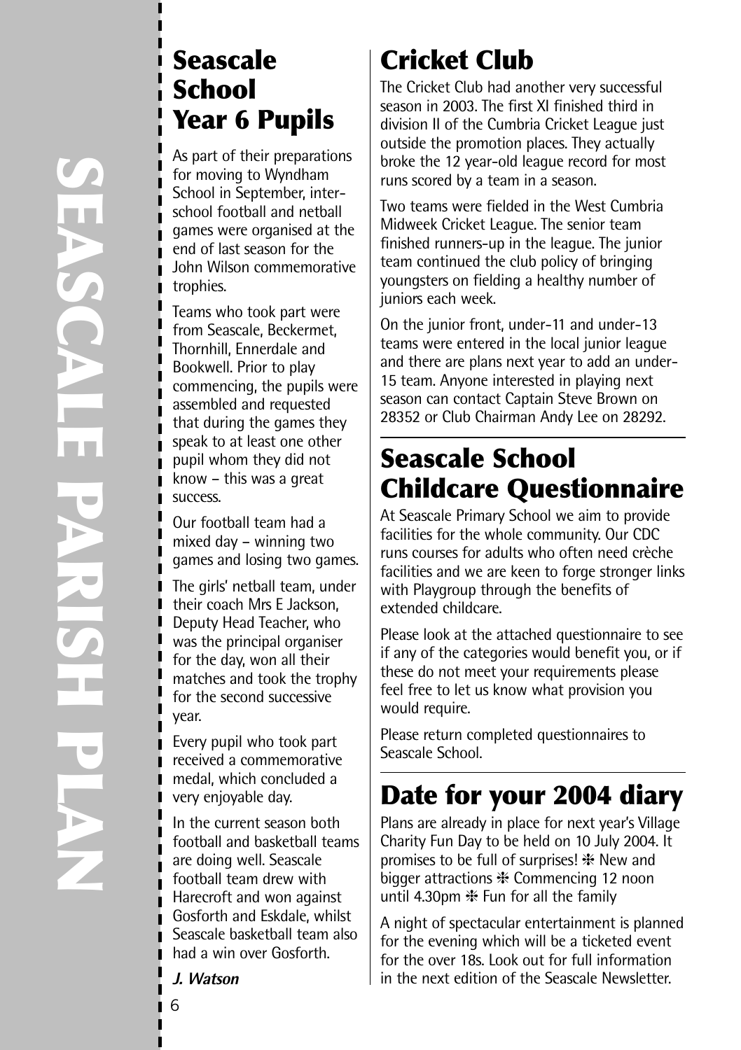## Seascale School Year 6 Pupils

As part of their preparations for moving to Wyndham School in September, inter-school football and netball games were organised at the end of last season for the John Wilson commemorative trophies.

Teams who took part were from Seascale, Beckermet, Thornhill, Ennerdale and Bookwell. Prior to play commencing, the pupils were assembled and requested that during the games they speak to at least one other pupil whom they did not know – this was a great success.

Our football team had a mixed day – winning two games and losing two games.

The girls' netball team, under their coach Mrs E Jackson, Deputy Head Teacher, who was the principal organiser for the day, won all their matches and took the trophy for the second successive year.

Every pupil who took part received a commemorative medal, which concluded a very enjoyable day.

In the current season both football and basketball teams are doing well. Seascale football team drew with Harecroft and won against Gosforth and Eskdale, whilst Seascale basketball team also had a win over Gosforth.

***J. Watson***

## Cricket Club

The Cricket Club had another very successful season in 2003. The first XI finished third in division II of the Cumbria Cricket League just outside the promotion places. They actually broke the 12 year-old league record for most runs scored by a team in a season.

Two teams were fielded in the West Cumbria Midweek Cricket League. The senior team finished runners-up in the league. The junior team continued the club policy of bringing youngsters on fielding a healthy number of juniors each week.

On the junior front, under-11 and under-13 teams were entered in the local junior league and there are plans next year to add an under-15 team. Anyone interested in playing next season can contact Captain Steve Brown on 28352 or Club Chairman Andy Lee on 28292.

## Seascale School Childcare Questionnaire

At Seascale Primary School we aim to provide facilities for the whole community. Our CDC runs courses for adults who often need crèche facilities and we are keen to forge stronger links with Playgroup through the benefits of extended childcare.

Please look at the attached questionnaire to see if any of the categories would benefit you, or if these do not meet your requirements please feel free to let us know what provision you would require.

Please return completed questionnaires to Seascale School.

## Date for your 2004 diary

Plans are already in place for next year's Village Charity Fun Day to be held on 10 July 2004. It promises to be full of surprises! ❇ New and bigger attractions ❇ Commencing 12 noon until 4.30pm ❇ Fun for all the family

A night of spectacular entertainment is planned for the evening which will be a ticketed event for the over 18s. Look out for full information in the next edition of the Seascale Newsletter.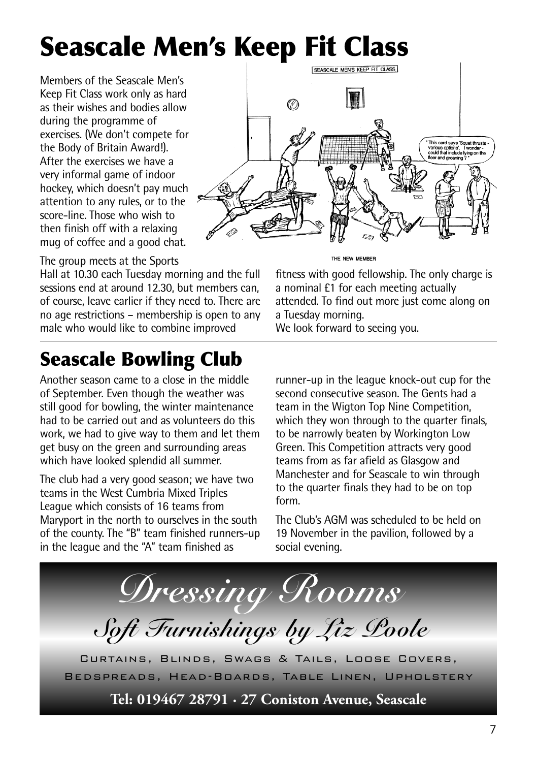# Seascale Men's Keep Fit Class

Members of the Seascale Men's Keep Fit Class work only as hard as their wishes and bodies allow during the programme of exercises. (We don't compete for the Body of Britain Award!). After the exercises we have a very informal game of indoor hockey, which doesn't pay much attention to any rules, or to the score-line. Those who wish to then finish off with a relaxing mug of coffee and a good chat.

THE NEW MEMBER

The group meets at the Sports Hall at 10.30 each Tuesday morning and the full sessions end at around 12.30, but members can, of course, leave earlier if they need to. There are no age restrictions – membership is open to any male who would like to combine improved fitness with good fellowship. The only charge is a nominal £1 for each meeting actually attended. To find out more just come along on a Tuesday morning.
We look forward to seeing you.

# Seascale Bowling Club

Another season came to a close in the middle of September. Even though the weather was still good for bowling, the winter maintenance had to be carried out and as volunteers do this work, we had to give way to them and let them get busy on the green and surrounding areas which have looked splendid all summer.

The club had a very good season; we have two teams in the West Cumbria Mixed Triples League which consists of 16 teams from Maryport in the north to ourselves in the south of the county. The "B" team finished runners-up in the league and the "A" team finished as runner-up in the league knock-out cup for the second consecutive season. The Gents had a team in the Wigton Top Nine Competition, which they won through to the quarter finals, to be narrowly beaten by Workington Low Green. This Competition attracts very good teams from as far afield as Glasgow and Manchester and for Seascale to win through to the quarter finals they had to be on top form.

The Club's AGM was scheduled to be held on 19 November in the pavilion, followed by a social evening.

*Dressing Rooms*

*Soft Furnishings by Liz Poole*

CURTAINS, BLINDS, SWAGS & TAILS, LOOSE COVERS, BEDSPREADS, HEAD-BOARDS, TABLE LINEN, UPHOLSTERY

**Tel: 019467 28791 · 27 Coniston Avenue, Seascale**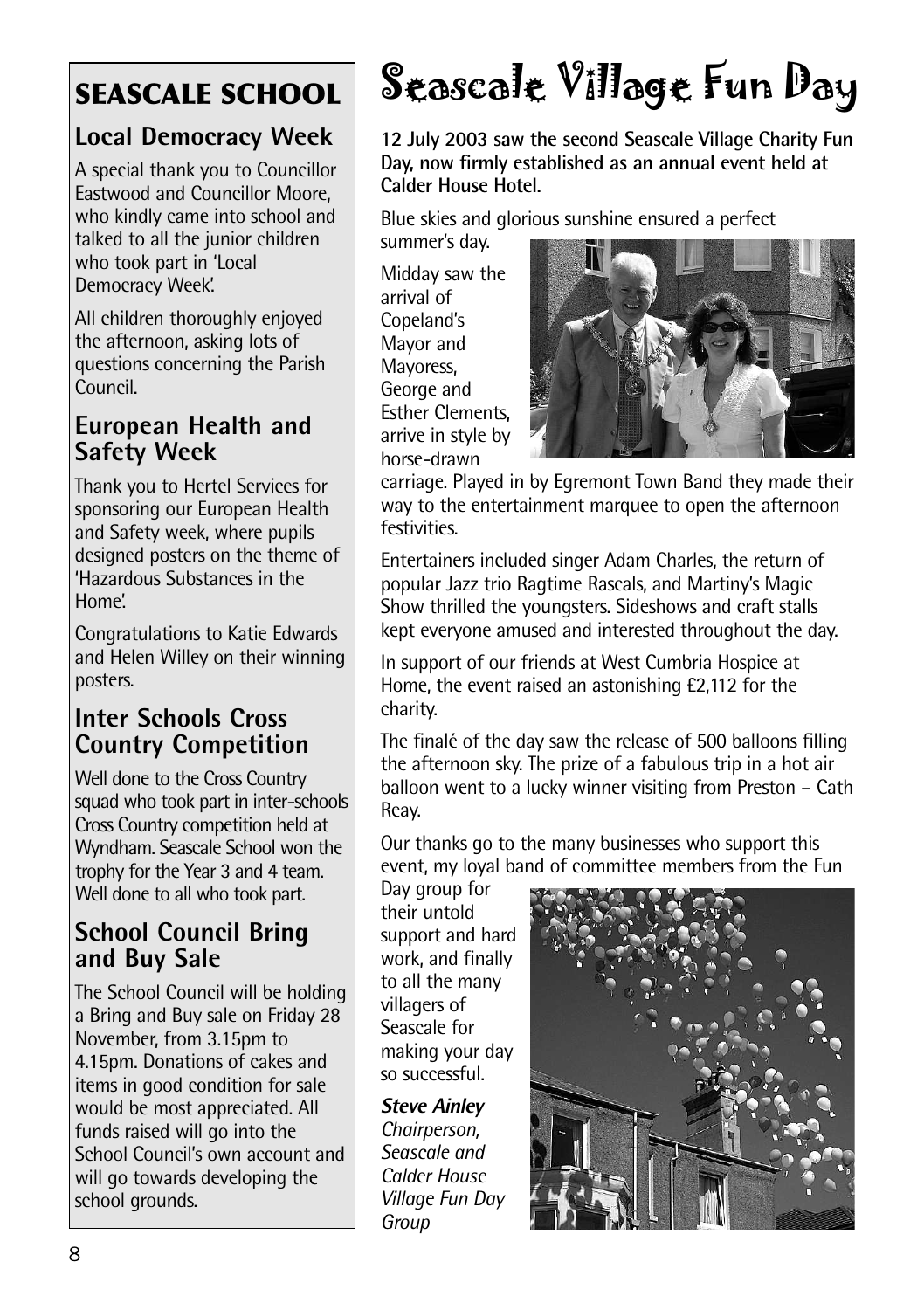## SEASCALE SCHOOL

### Local Democracy Week

A special thank you to Councillor Eastwood and Councillor Moore, who kindly came into school and talked to all the junior children who took part in 'Local Democracy Week'.

All children thoroughly enjoyed the afternoon, asking lots of questions concerning the Parish Council.

### European Health and Safety Week

Thank you to Hertel Services for sponsoring our European Health and Safety week, where pupils designed posters on the theme of 'Hazardous Substances in the Home'.

Congratulations to Katie Edwards and Helen Willey on their winning posters.

### Inter Schools Cross Country Competition

Well done to the Cross Country squad who took part in inter-schools Cross Country competition held at Wyndham. Seascale School won the trophy for the Year 3 and 4 team. Well done to all who took part.

### School Council Bring and Buy Sale

The School Council will be holding a Bring and Buy sale on Friday 28 November, from 3.15pm to 4.15pm. Donations of cakes and items in good condition for sale would be most appreciated. All funds raised will go into the School Council's own account and will go towards developing the school grounds.

# Seascale Village Fun Day

**12 July 2003 saw the second Seascale Village Charity Fun Day, now firmly established as an annual event held at Calder House Hotel.**

Blue skies and glorious sunshine ensured a perfect summer's day.

Midday saw the arrival of Copeland's Mayor and Mayoress, George and Esther Clements, arrive in style by horse-drawn carriage. Played in by Egremont Town Band they made their way to the entertainment marquee to open the afternoon festivities.

Entertainers included singer Adam Charles, the return of popular Jazz trio Ragtime Rascals, and Martiny's Magic Show thrilled the youngsters. Sideshows and craft stalls kept everyone amused and interested throughout the day.

In support of our friends at West Cumbria Hospice at Home, the event raised an astonishing £2,112 for the charity.

The finalé of the day saw the release of 500 balloons filling the afternoon sky. The prize of a fabulous trip in a hot air balloon went to a lucky winner visiting from Preston – Cath Reay.

Our thanks go to the many businesses who support this event, my loyal band of committee members from the Fun Day group for their untold support and hard work, and finally to all the many villagers of Seascale for making your day so successful.

***Steve Ainley***
*Chairperson, Seascale and Calder House Village Fun Day Group*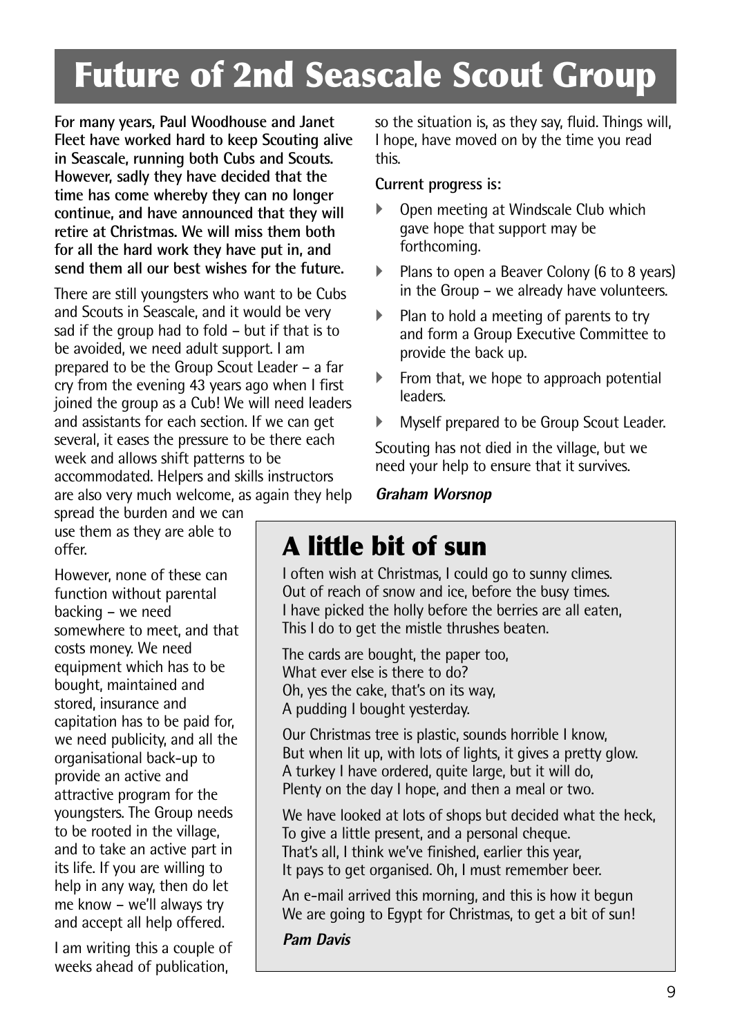# Future of 2nd Seascale Scout Group

**For many years, Paul Woodhouse and Janet Fleet have worked hard to keep Scouting alive in Seascale, running both Cubs and Scouts. However, sadly they have decided that the time has come whereby they can no longer continue, and have announced that they will retire at Christmas. We will miss them both for all the hard work they have put in, and send them all our best wishes for the future.**

There are still youngsters who want to be Cubs and Scouts in Seascale, and it would be very sad if the group had to fold – but if that is to be avoided, we need adult support. I am prepared to be the Group Scout Leader – a far cry from the evening 43 years ago when I first joined the group as a Cub! We will need leaders and assistants for each section. If we can get several, it eases the pressure to be there each week and allows shift patterns to be accommodated. Helpers and skills instructors are also very much welcome, as again they help spread the burden and we can use them as they are able to offer.

However, none of these can function without parental backing – we need somewhere to meet, and that costs money. We need equipment which has to be bought, maintained and stored, insurance and capitation has to be paid for, we need publicity, and all the organisational back-up to provide an active and attractive program for the youngsters. The Group needs to be rooted in the village, and to take an active part in its life. If you are willing to help in any way, then do let me know – we'll always try and accept all help offered.

I am writing this a couple of weeks ahead of publication, so the situation is, as they say, fluid. Things will, I hope, have moved on by the time you read this.

**Current progress is:**

- Open meeting at Windscale Club which gave hope that support may be forthcoming.
- Plans to open a Beaver Colony (6 to 8 years) in the Group – we already have volunteers.
- Plan to hold a meeting of parents to try and form a Group Executive Committee to provide the back up.
- From that, we hope to approach potential leaders.
- Myself prepared to be Group Scout Leader.

Scouting has not died in the village, but we need your help to ensure that it survives.

***Graham Worsnop***

## A little bit of sun

I often wish at Christmas, I could go to sunny climes.
Out of reach of snow and ice, before the busy times.
I have picked the holly before the berries are all eaten,
This I do to get the mistle thrushes beaten.

The cards are bought, the paper too,
What ever else is there to do?
Oh, yes the cake, that's on its way,
A pudding I bought yesterday.

Our Christmas tree is plastic, sounds horrible I know,
But when lit up, with lots of lights, it gives a pretty glow.
A turkey I have ordered, quite large, but it will do,
Plenty on the day I hope, and then a meal or two.

We have looked at lots of shops but decided what the heck,
To give a little present, and a personal cheque.
That's all, I think we've finished, earlier this year,
It pays to get organised. Oh, I must remember beer.

An e-mail arrived this morning, and this is how it begun
We are going to Egypt for Christmas, to get a bit of sun!

***Pam Davis***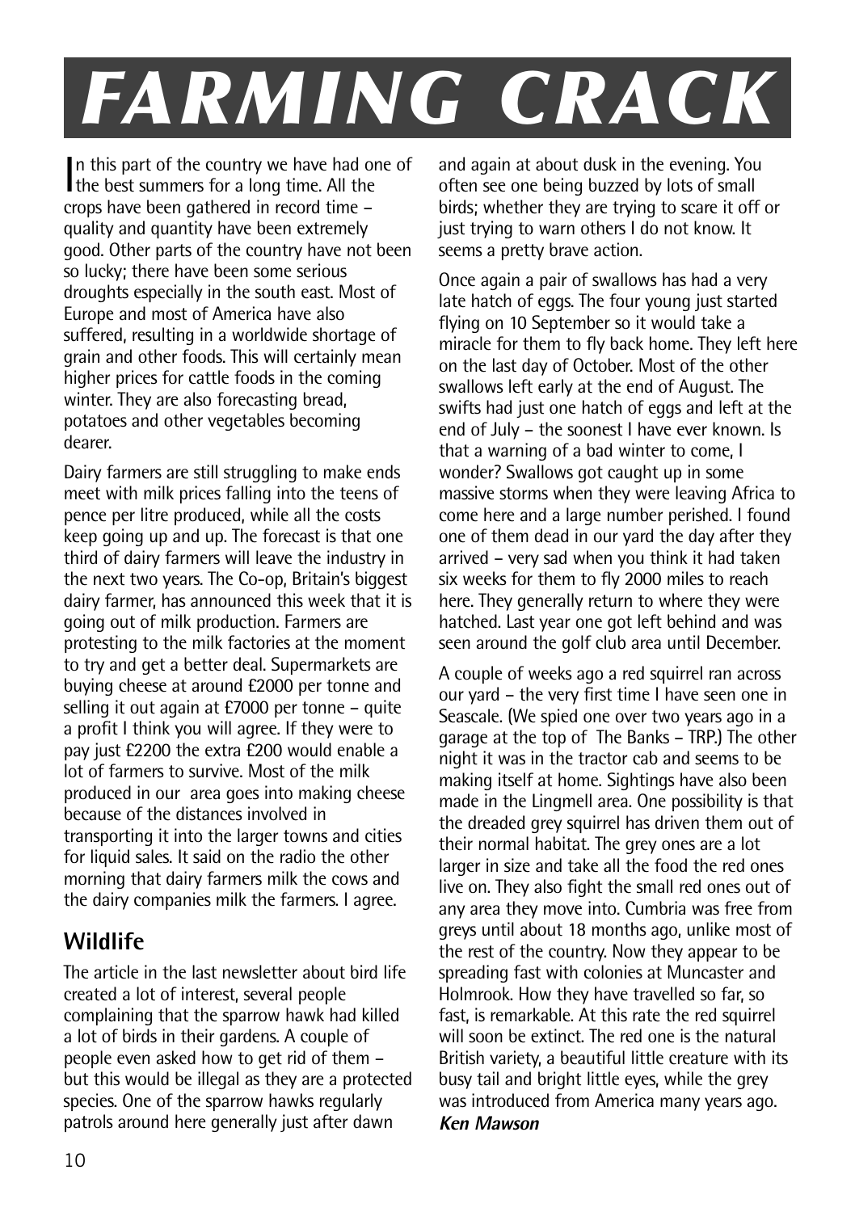# FARMING CRACK

In this part of the country we have had one of the best summers for a long time. All the crops have been gathered in record time – quality and quantity have been extremely good. Other parts of the country have not been so lucky; there have been some serious droughts especially in the south east. Most of Europe and most of America have also suffered, resulting in a worldwide shortage of grain and other foods. This will certainly mean higher prices for cattle foods in the coming winter. They are also forecasting bread, potatoes and other vegetables becoming dearer.

Dairy farmers are still struggling to make ends meet with milk prices falling into the teens of pence per litre produced, while all the costs keep going up and up. The forecast is that one third of dairy farmers will leave the industry in the next two years. The Co-op, Britain's biggest dairy farmer, has announced this week that it is going out of milk production. Farmers are protesting to the milk factories at the moment to try and get a better deal. Supermarkets are buying cheese at around £2000 per tonne and selling it out again at £7000 per tonne – quite a profit I think you will agree. If they were to pay just £2200 the extra £200 would enable a lot of farmers to survive. Most of the milk produced in our area goes into making cheese because of the distances involved in transporting it into the larger towns and cities for liquid sales. It said on the radio the other morning that dairy farmers milk the cows and the dairy companies milk the farmers. I agree.

## Wildlife

The article in the last newsletter about bird life created a lot of interest, several people complaining that the sparrow hawk had killed a lot of birds in their gardens. A couple of people even asked how to get rid of them – but this would be illegal as they are a protected species. One of the sparrow hawks regularly patrols around here generally just after dawn and again at about dusk in the evening. You often see one being buzzed by lots of small birds; whether they are trying to scare it off or just trying to warn others I do not know. It seems a pretty brave action.

Once again a pair of swallows has had a very late hatch of eggs. The four young just started flying on 10 September so it would take a miracle for them to fly back home. They left here on the last day of October. Most of the other swallows left early at the end of August. The swifts had just one hatch of eggs and left at the end of July – the soonest I have ever known. Is that a warning of a bad winter to come, I wonder? Swallows got caught up in some massive storms when they were leaving Africa to come here and a large number perished. I found one of them dead in our yard the day after they arrived – very sad when you think it had taken six weeks for them to fly 2000 miles to reach here. They generally return to where they were hatched. Last year one got left behind and was seen around the golf club area until December.

A couple of weeks ago a red squirrel ran across our yard – the very first time I have seen one in Seascale. (We spied one over two years ago in a garage at the top of The Banks – TRP.) The other night it was in the tractor cab and seems to be making itself at home. Sightings have also been made in the Lingmell area. One possibility is that the dreaded grey squirrel has driven them out of their normal habitat. The grey ones are a lot larger in size and take all the food the red ones live on. They also fight the small red ones out of any area they move into. Cumbria was free from greys until about 18 months ago, unlike most of the rest of the country. Now they appear to be spreading fast with colonies at Muncaster and Holmrook. How they have travelled so far, so fast, is remarkable. At this rate the red squirrel will soon be extinct. The red one is the natural British variety, a beautiful little creature with its busy tail and bright little eyes, while the grey was introduced from America many years ago.

***Ken Mawson***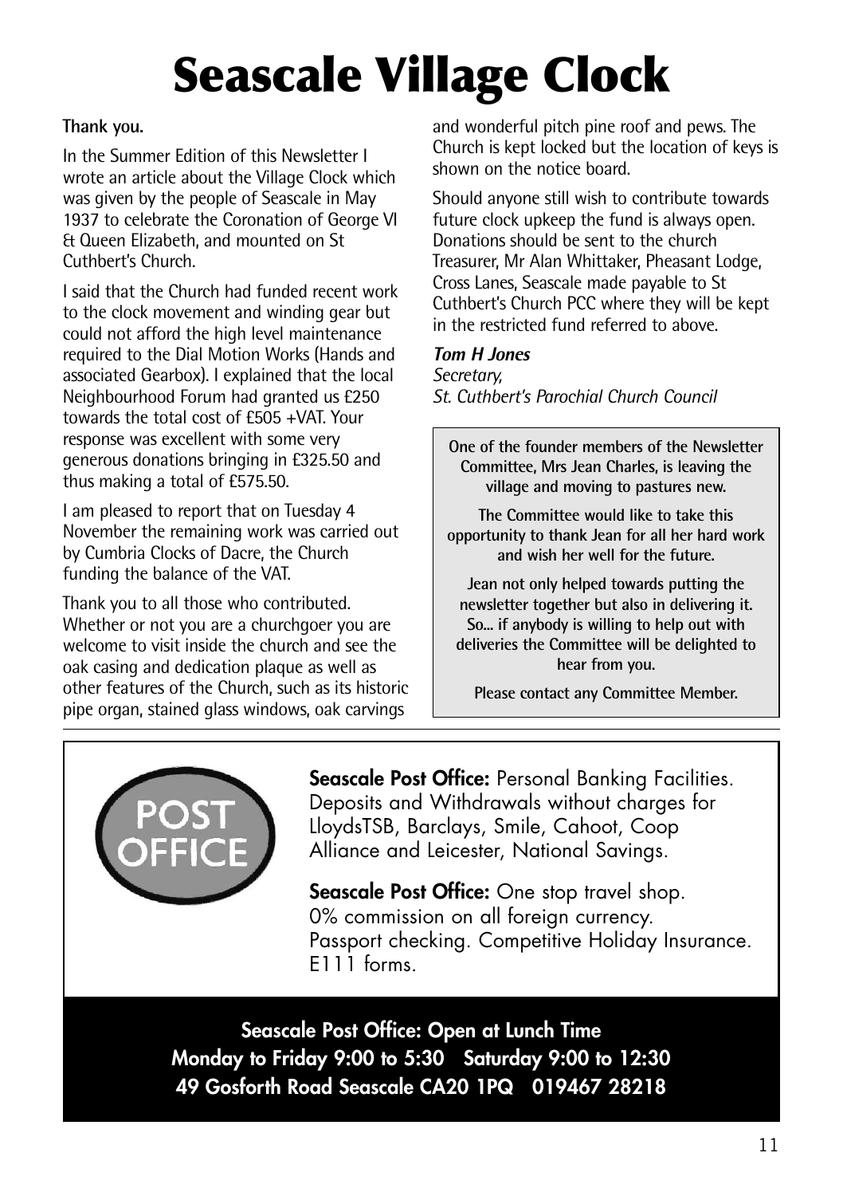# Seascale Village Clock

**Thank you.**

In the Summer Edition of this Newsletter I wrote an article about the Village Clock which was given by the people of Seascale in May 1937 to celebrate the Coronation of George VI & Queen Elizabeth, and mounted on St Cuthbert's Church.

I said that the Church had funded recent work to the clock movement and winding gear but could not afford the high level maintenance required to the Dial Motion Works (Hands and associated Gearbox). I explained that the local Neighbourhood Forum had granted us £250 towards the total cost of £505 +VAT. Your response was excellent with some very generous donations bringing in £325.50 and thus making a total of £575.50.

I am pleased to report that on Tuesday 4 November the remaining work was carried out by Cumbria Clocks of Dacre, the Church funding the balance of the VAT.

Thank you to all those who contributed. Whether or not you are a churchgoer you are welcome to visit inside the church and see the oak casing and dedication plaque as well as other features of the Church, such as its historic pipe organ, stained glass windows, oak carvings and wonderful pitch pine roof and pews. The Church is kept locked but the location of keys is shown on the notice board.

Should anyone still wish to contribute towards future clock upkeep the fund is always open. Donations should be sent to the church Treasurer, Mr Alan Whittaker, Pheasant Lodge, Cross Lanes, Seascale made payable to St Cuthbert's Church PCC where they will be kept in the restricted fund referred to above.

***Tom H Jones***
*Secretary,*
*St. Cuthbert's Parochial Church Council*

**One of the founder members of the Newsletter Committee, Mrs Jean Charles, is leaving the village and moving to pastures new.**

**The Committee would like to take this opportunity to thank Jean for all her hard work and wish her well for the future.**

**Jean not only helped towards putting the newsletter together but also in delivering it. So... if anybody is willing to help out with deliveries the Committee will be delighted to hear from you.**

**Please contact any Committee Member.**

POST OFFICE

**Seascale Post Office:** Personal Banking Facilities. Deposits and Withdrawals without charges for LloydsTSB, Barclays, Smile, Cahoot, Coop Alliance and Leicester, National Savings.

**Seascale Post Office:** One stop travel shop. 0% commission on all foreign currency. Passport checking. Competitive Holiday Insurance. E111 forms.

**Seascale Post Office: Open at Lunch Time**
**Monday to Friday 9:00 to 5:30 Saturday 9:00 to 12:30**
**49 Gosforth Road Seascale CA20 1PQ 019467 28218**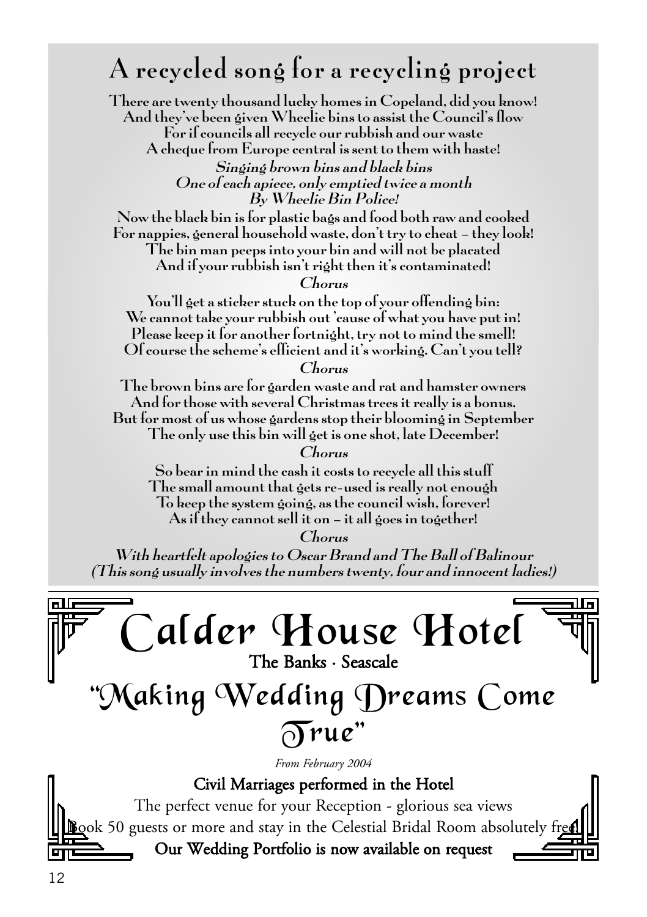## A recycled song for a recycling project

There are twenty thousand lucky homes in Copeland, did you know!
And they've been given Wheelie bins to assist the Council's flow
For if councils all recycle our rubbish and our waste
A cheque from Europe central is sent to them with haste!

*Singing brown bins and black bins*
*One of each apiece, only emptied twice a month*
*By Wheelie Bin Police!*

Now the black bin is for plastic bags and food both raw and cooked
For nappies, general household waste, don't try to cheat – they look!
The bin man peeps into your bin and will not be placated
And if your rubbish isn't right then it's contaminated!

*Chorus*

You'll get a sticker stuck on the top of your offending bin:
We cannot take your rubbish out 'cause of what you have put in!
Please keep it for another fortnight, try not to mind the smell!
Of course the scheme's efficient and it's working. Can't you tell?

*Chorus*

The brown bins are for garden waste and rat and hamster owners
And for those with several Christmas trees it really is a bonus.
But for most of us whose gardens stop their blooming in September
The only use this bin will get is one shot, late December!

*Chorus*

So bear in mind the cash it costs to recycle all this stuff
The small amount that gets re-used is really not enough
To keep the system going, as the council wish, forever!
As if they cannot sell it on – it all goes in together!

*Chorus*

*With heartfelt apologies to Oscar Brand and The Ball of Balinour*
*(This song usually involves the numbers twenty, four and innocent ladies!)*

---

# Calder House Hotel

The Banks · Seascale

## "Making Wedding Dreams Come True"

*From February 2004*

Civil Marriages performed in the Hotel

The perfect venue for your Reception - glorious sea views

Book 50 guests or more and stay in the Celestial Bridal Room absolutely free!

Our Wedding Portfolio is now available on request